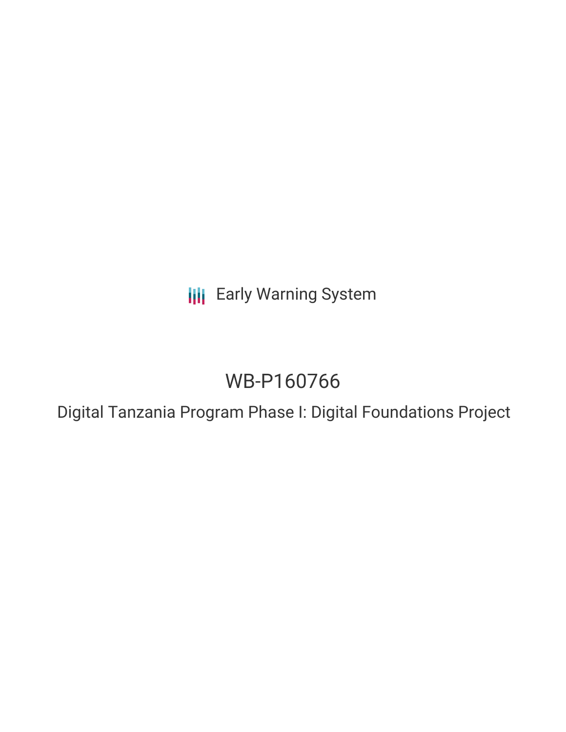Early Warning System

# WB-P160766

## Digital Tanzania Program Phase I: Digital Foundations Project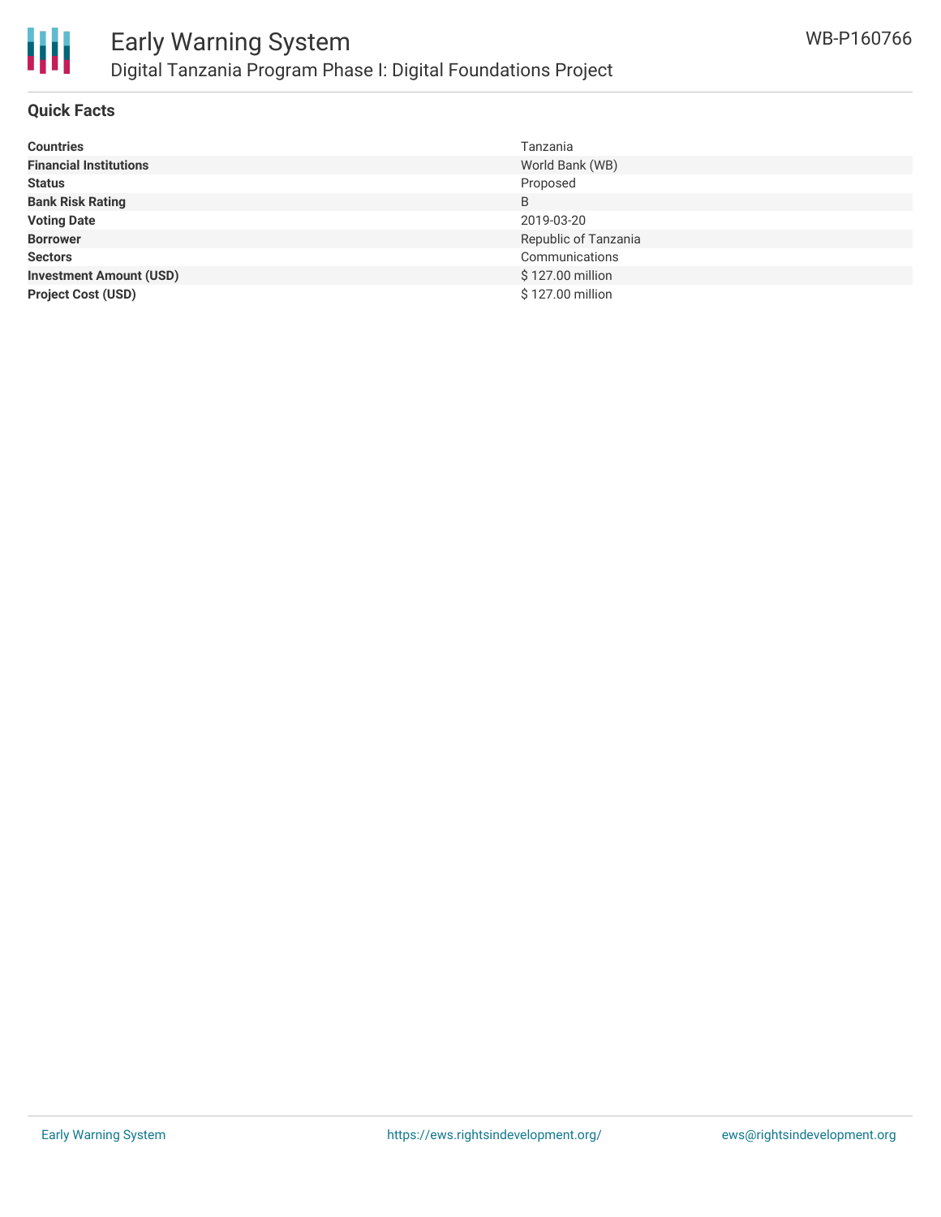## Quick Facts

| | |
|---|---|
| **Countries** | Tanzania |
| **Financial Institutions** | World Bank (WB) |
| **Status** | Proposed |
| **Bank Risk Rating** | B |
| **Voting Date** | 2019-03-20 |
| **Borrower** | Republic of Tanzania |
| **Sectors** | Communications |
| **Investment Amount (USD)** | $ 127.00 million |
| **Project Cost (USD)** | $ 127.00 million |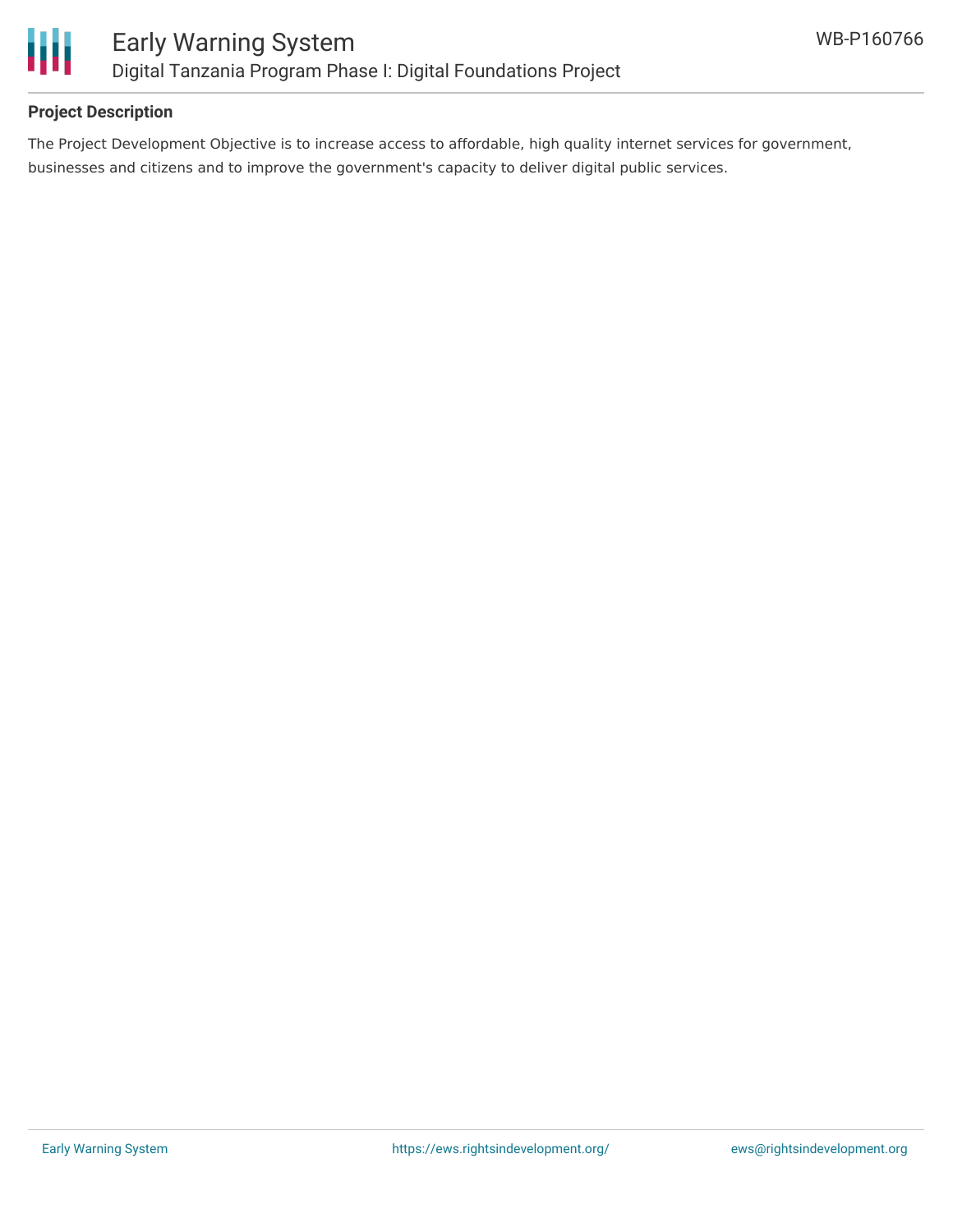## Project Description

The Project Development Objective is to increase access to affordable, high quality internet services for government, businesses and citizens and to improve the government's capacity to deliver digital public services.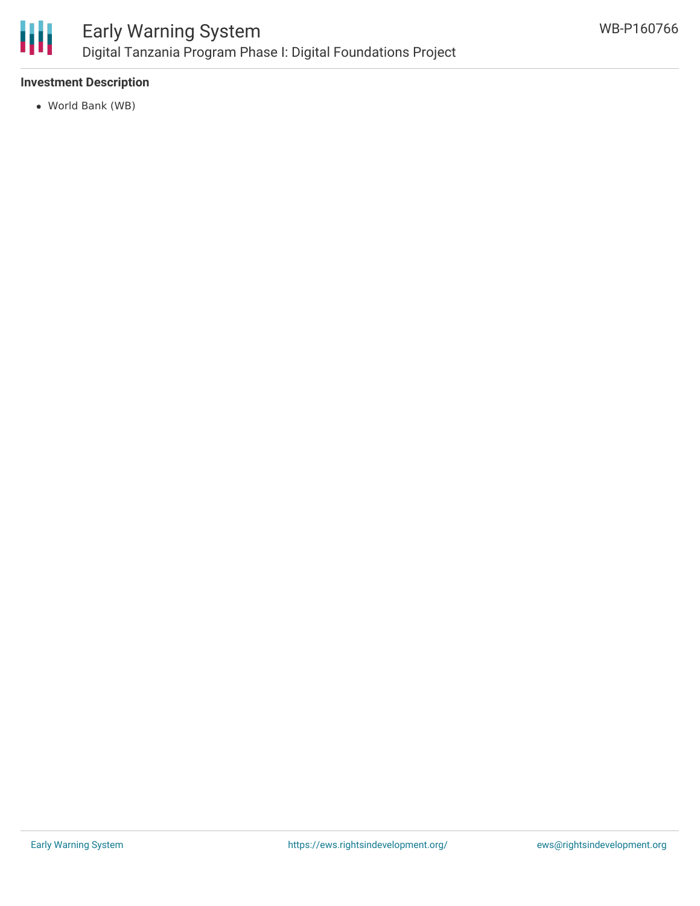### Investment Description

- World Bank (WB)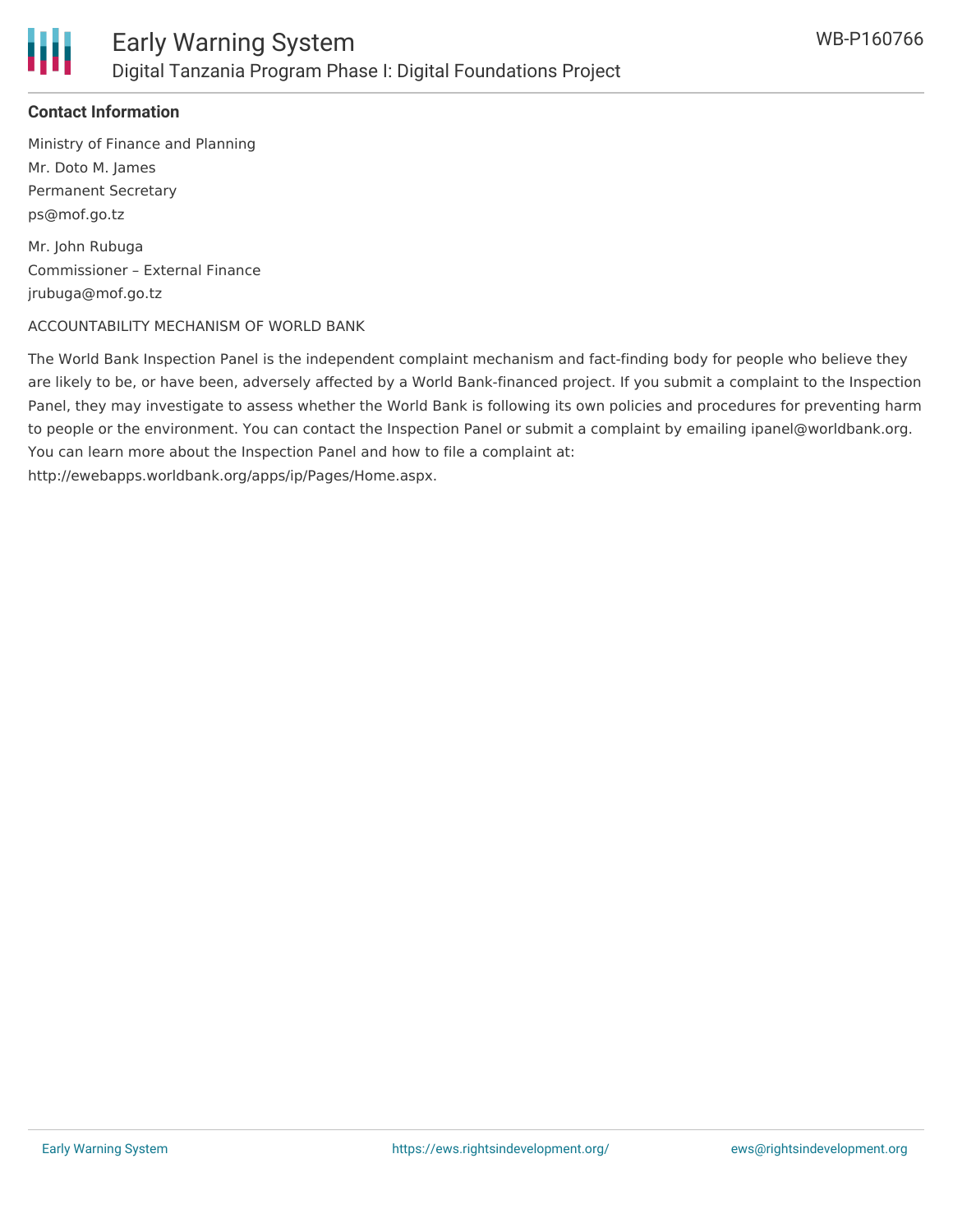**Contact Information**

Ministry of Finance and Planning
Mr. Doto M. James
Permanent Secretary
ps@mof.go.tz

Mr. John Rubuga
Commissioner – External Finance
jrubuga@mof.go.tz

ACCOUNTABILITY MECHANISM OF WORLD BANK

The World Bank Inspection Panel is the independent complaint mechanism and fact-finding body for people who believe they are likely to be, or have been, adversely affected by a World Bank-financed project. If you submit a complaint to the Inspection Panel, they may investigate to assess whether the World Bank is following its own policies and procedures for preventing harm to people or the environment. You can contact the Inspection Panel or submit a complaint by emailing ipanel@worldbank.org. You can learn more about the Inspection Panel and how to file a complaint at:
http://ewebapps.worldbank.org/apps/ip/Pages/Home.aspx.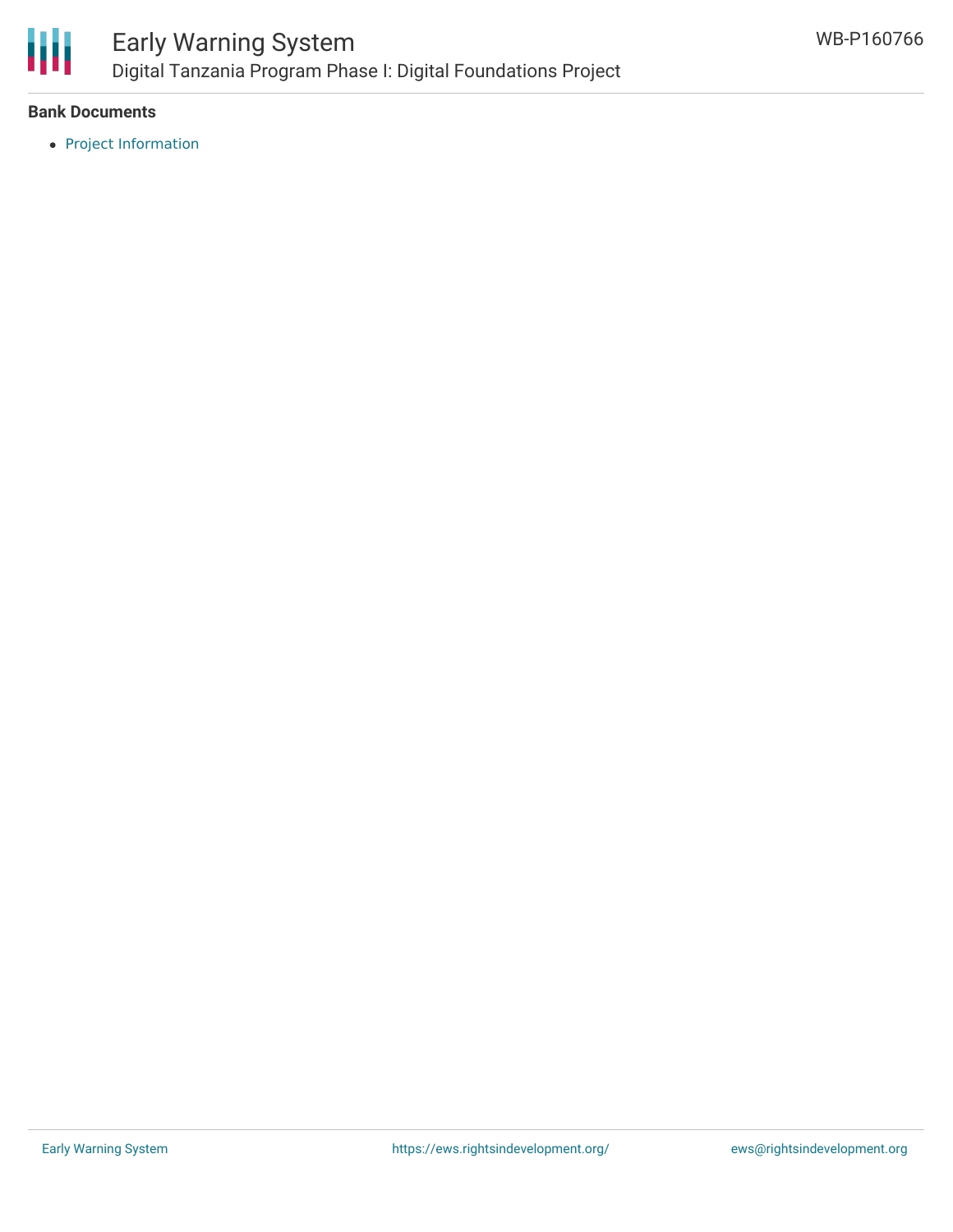**Bank Documents**

- Project Information